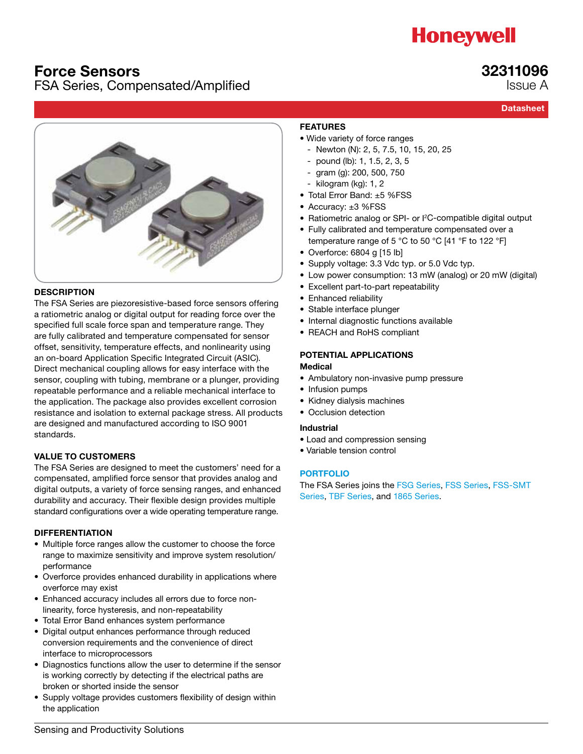Honeywell

# Force Sensors

FSA Series, Compensated/Amplified

**32311096**
Issue A

Datasheet

## DESCRIPTION

The FSA Series are piezoresistive-based force sensors offering a ratiometric analog or digital output for reading force over the specified full scale force span and temperature range. They are fully calibrated and temperature compensated for sensor offset, sensitivity, temperature effects, and nonlinearity using an on-board Application Specific Integrated Circuit (ASIC). Direct mechanical coupling allows for easy interface with the sensor, coupling with tubing, membrane or a plunger, providing repeatable performance and a reliable mechanical interface to the application. The package also provides excellent corrosion resistance and isolation to external package stress. All products are designed and manufactured according to ISO 9001 standards.

## VALUE TO CUSTOMERS

The FSA Series are designed to meet the customers' need for a compensated, amplified force sensor that provides analog and digital outputs, a variety of force sensing ranges, and enhanced durability and accuracy. Their flexible design provides multiple standard configurations over a wide operating temperature range.

## DIFFERENTIATION

- Multiple force ranges allow the customer to choose the force range to maximize sensitivity and improve system resolution/performance
- Overforce provides enhanced durability in applications where overforce may exist
- Enhanced accuracy includes all errors due to force non-linearity, force hysteresis, and non-repeatability
- Total Error Band enhances system performance
- Digital output enhances performance through reduced conversion requirements and the convenience of direct interface to microprocessors
- Diagnostics functions allow the user to determine if the sensor is working correctly by detecting if the electrical paths are broken or shorted inside the sensor
- Supply voltage provides customers flexibility of design within the application

## FEATURES

- Wide variety of force ranges
  - Newton (N): 2, 5, 7.5, 10, 15, 20, 25
  - pound (lb): 1, 1.5, 2, 3, 5
  - gram (g): 200, 500, 750
  - kilogram (kg): 1, 2
- Total Error Band: ±5 %FSS
- Accuracy: ±3 %FSS
- Ratiometric analog or SPI- or I²C-compatible digital output
- Fully calibrated and temperature compensated over a temperature range of 5 °C to 50 °C [41 °F to 122 °F]
- Overforce: 6804 g [15 lb]
- Supply voltage: 3.3 Vdc typ. or 5.0 Vdc typ.
- Low power consumption: 13 mW (analog) or 20 mW (digital)
- Excellent part-to-part repeatability
- Enhanced reliability
- Stable interface plunger
- Internal diagnostic functions available
- REACH and RoHS compliant

## POTENTIAL APPLICATIONS

### Medical

- Ambulatory non-invasive pump pressure
- Infusion pumps
- Kidney dialysis machines
- Occlusion detection

### Industrial

- Load and compression sensing
- Variable tension control

## PORTFOLIO

The FSA Series joins the FSG Series, FSS Series, FSS-SMT Series, TBF Series, and 1865 Series.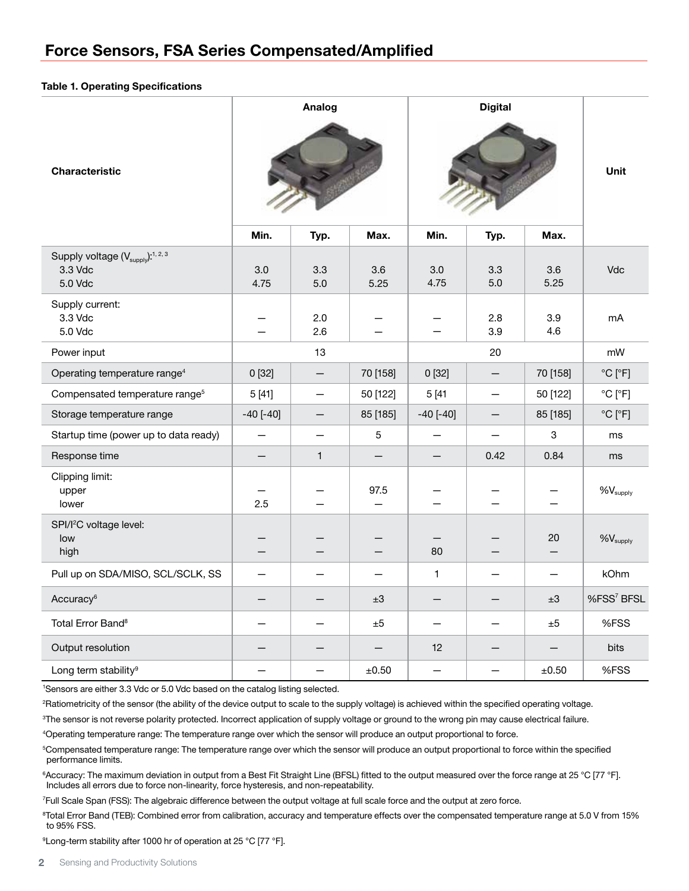## Force Sensors, FSA Series Compensated/Amplified

**Table 1. Operating Specifications**

| Characteristic | Analog | | | Digital | | | Unit |
|---|---|---|---|---|---|---|---|
| | Min. | Typ. | Max. | Min. | Typ. | Max. | |
| Supply voltage ($V_{supply}$):[1, 2, 3]<br>3.3 Vdc<br>5.0 Vdc | <br>3.0<br>4.75 | <br>3.3<br>5.0 | <br>3.6<br>5.25 | <br>3.0<br>4.75 | <br>3.3<br>5.0 | <br>3.6<br>5.25 | Vdc |
| Supply current:<br>3.3 Vdc<br>5.0 Vdc | <br>—<br>— | <br>2.0<br>2.6 | <br>—<br>— | <br>—<br>— | <br>2.8<br>3.9 | <br>3.9<br>4.6 | mA |
| Power input | | 13 | | | 20 | | mW |
| Operating temperature range[4] | 0 [32] | — | 70 [158] | 0 [32] | — | 70 [158] | °C [°F] |
| Compensated temperature range[5] | 5 [41] | — | 50 [122] | 5 [41 | — | 50 [122] | °C [°F] |
| Storage temperature range | -40 [-40] | — | 85 [185] | -40 [-40] | — | 85 [185] | °C [°F] |
| Startup time (power up to data ready) | — | — | 5 | — | — | 3 | ms |
| Response time | — | 1 | — | — | 0.42 | 0.84 | ms |
| Clipping limit:<br>upper<br>lower | <br>—<br>2.5 | <br>—<br>— | <br>97.5<br>— | <br>—<br>— | <br>—<br>— | <br>—<br>— | $\%V_{supply}$ |
| SPI/I²C voltage level:<br>low<br>high | <br>—<br>— | <br>—<br>— | <br>—<br>— | <br>—<br>80 | <br>—<br>— | <br>20<br>— | $\%V_{supply}$ |
| Pull up on SDA/MISO, SCL/SCLK, SS | — | — | — | 1 | — | — | kOhm |
| Accuracy[6] | — | — | ±3 | — | — | ±3 | %FSS[7] BFSL |
| Total Error Band[8] | — | — | ±5 | — | — | ±5 | %FSS |
| Output resolution | — | — | — | 12 | — | — | bits |
| Long term stability[9] | — | — | ±0.50 | — | — | ±0.50 | %FSS |

[1]Sensors are either 3.3 Vdc or 5.0 Vdc based on the catalog listing selected.

[2]Ratiometricity of the sensor (the ability of the device output to scale to the supply voltage) is achieved within the specified operating voltage.

[3]The sensor is not reverse polarity protected. Incorrect application of supply voltage or ground to the wrong pin may cause electrical failure.

[4]Operating temperature range: The temperature range over which the sensor will produce an output proportional to force.

[5]Compensated temperature range: The temperature range over which the sensor will produce an output proportional to force within the specified performance limits.

[6]Accuracy: The maximum deviation in output from a Best Fit Straight Line (BFSL) fitted to the output measured over the force range at 25 °C [77 °F]. Includes all errors due to force non-linearity, force hysteresis, and non-repeatability.

[7]Full Scale Span (FSS): The algebraic difference between the output voltage at full scale force and the output at zero force.

[8]Total Error Band (TEB): Combined error from calibration, accuracy and temperature effects over the compensated temperature range at 5.0 V from 15% to 95% FSS.

[9]Long-term stability after 1000 hr of operation at 25 °C [77 °F].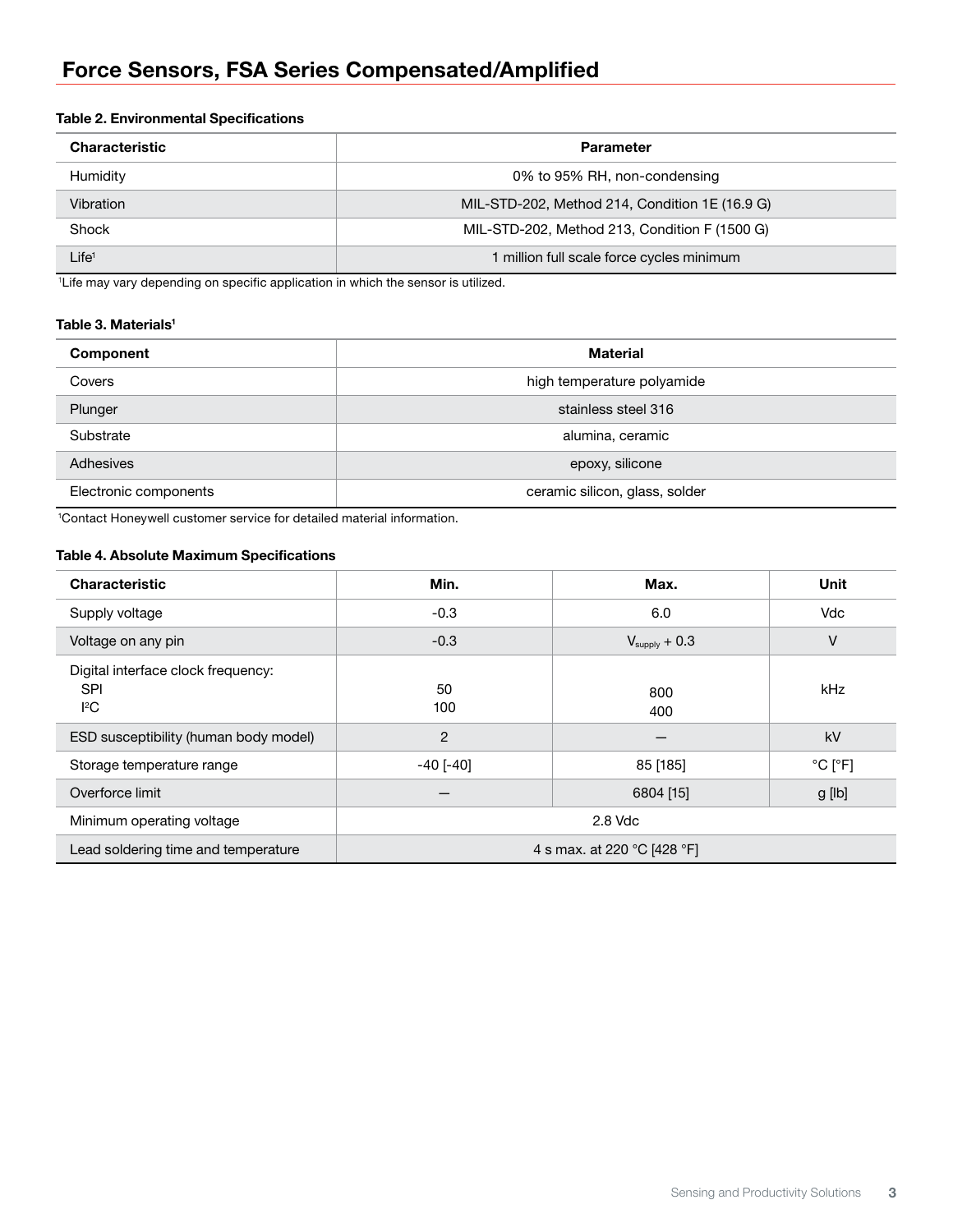## Force Sensors, FSA Series Compensated/Amplified

**Table 2. Environmental Specifications**

| Characteristic | Parameter |
|---|---|
| Humidity | 0% to 95% RH, non-condensing |
| Vibration | MIL-STD-202, Method 214, Condition 1E (16.9 G) |
| Shock | MIL-STD-202, Method 213, Condition F (1500 G) |
| Life[1] | 1 million full scale force cycles minimum |

[1]Life may vary depending on specific application in which the sensor is utilized.

**Table 3. Materials[1]**

| Component | Material |
|---|---|
| Covers | high temperature polyamide |
| Plunger | stainless steel 316 |
| Substrate | alumina, ceramic |
| Adhesives | epoxy, silicone |
| Electronic components | ceramic silicon, glass, solder |

[1]Contact Honeywell customer service for detailed material information.

**Table 4. Absolute Maximum Specifications**

| Characteristic | Min. | Max. | Unit |
|---|---|---|---|
| Supply voltage | -0.3 | 6.0 | Vdc |
| Voltage on any pin | -0.3 | $V_{supply}$ + 0.3 | V |
| Digital interface clock frequency:<br>SPI<br>I²C | <br>50<br>100 | <br>800<br>400 | kHz |
| ESD susceptibility (human body model) | 2 | — | kV |
| Storage temperature range | -40 [-40] | 85 [185] | °C [°F] |
| Overforce limit | — | 6804 [15] | g [lb] |
| Minimum operating voltage | 2.8 Vdc | | |
| Lead soldering time and temperature | 4 s max. at 220 °C [428 °F] | | |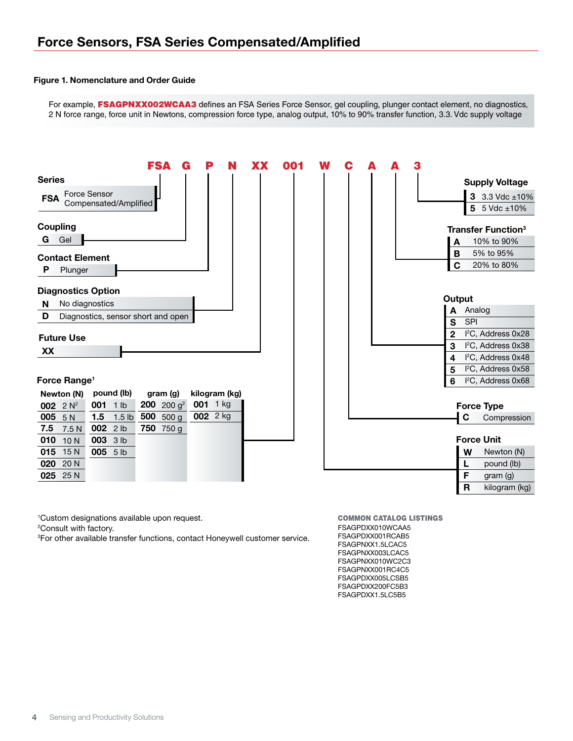## Force Sensors, FSA Series Compensated/Amplified

**Figure 1. Nomenclature and Order Guide**

For example, **FSAGPNXX002WCAA3** defines an FSA Series Force Sensor, gel coupling, plunger contact element, no diagnostics, 2 N force range, force unit in Newtons, compression force type, analog output, 10% to 90% transfer function, 3.3. Vdc supply voltage

**FSA G P N XX 001 W C A A 3**

**Series**

| Code | Description |
|---|---|
| FSA | Force Sensor Compensated/Amplified |

**Coupling**

| Code | Description |
|---|---|
| G | Gel |

**Contact Element**

| Code | Description |
|---|---|
| P | Plunger |

**Diagnostics Option**

| Code | Description |
|---|---|
| N | No diagnostics |
| D | Diagnostics, sensor short and open |

**Future Use**

| Code |
|---|
| XX |

**Force Range**[1]

| Newton (N) | | pound (lb) | | gram (g) | | kilogram (kg) | |
|---|---|---|---|---|---|---|---|
| 002 | 2 N[2] | 001 | 1 lb | 200 | 200 g[2] | 001 | 1 kg |
| 005 | 5 N | 1.5 | 1.5 lb | 500 | 500 g | 002 | 2 kg |
| 7.5 | 7.5 N | 002 | 2 lb | 750 | 750 g | | |
| 010 | 10 N | 003 | 3 lb | | | | |
| 015 | 15 N | 005 | 5 lb | | | | |
| 020 | 20 N | | | | | | |
| 025 | 25 N | | | | | | |

**Force Unit**

| Code | Description |
|---|---|
| W | Newton (N) |
| L | pound (lb) |
| F | gram (g) |
| R | kilogram (kg) |

**Force Type**

| Code | Description |
|---|---|
| C | Compression |

**Output**

| Code | Description |
|---|---|
| A | Analog |
| S | SPI |
| 2 | I²C, Address 0x28 |
| 3 | I²C, Address 0x38 |
| 4 | I²C, Address 0x48 |
| 5 | I²C, Address 0x58 |
| 6 | I²C, Address 0x68 |

**Transfer Function**[3]

| Code | Description |
|---|---|
| A | 10% to 90% |
| B | 5% to 95% |
| C | 20% to 80% |

**Supply Voltage**

| Code | Description |
|---|---|
| 3 | 3.3 Vdc ±10% |
| 5 | 5 Vdc ±10% |

[1]Custom designations available upon request.
[2]Consult with factory.
[3]For other available transfer functions, contact Honeywell customer service.

**COMMON CATALOG LISTINGS**

FSAGPDXX010WCAA5
FSAGPDXX001RCAB5
FSAGPNXX1.5LCAC5
FSAGPNXX003LCAC5
FSAGPNXX010WC2C3
FSAGPNXX001RC4C5
FSAGPDXX005LCSB5
FSAGPDXX200FC5B3
FSAGPDXX1.5LC5B5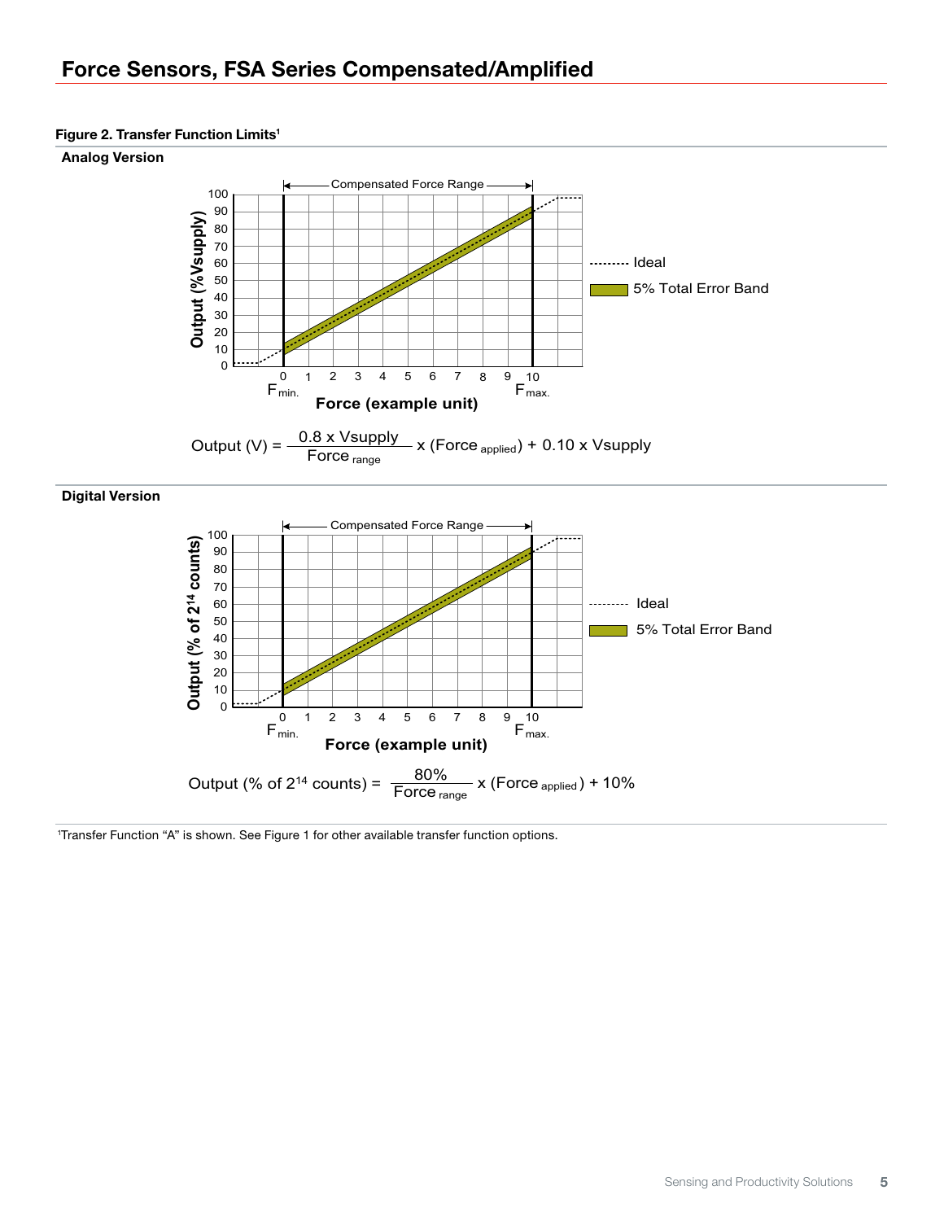## Force Sensors, FSA Series Compensated/Amplified

**Figure 2. Transfer Function Limits**[1]

**Analog Version**

$$\text{Output (V)} = \frac{0.8 \times \text{Vsupply}}{\text{Force}_{\text{range}}} \times (\text{Force}_{\text{applied}}) + 0.10 \times \text{Vsupply}$$

**Digital Version**

$$\text{Output (\% of } 2^{14} \text{ counts)} = \frac{80\%}{\text{Force}_{\text{range}}} \times (\text{Force}_{\text{applied}}) + 10\%$$

[1]Transfer Function "A" is shown. See Figure 1 for other available transfer function options.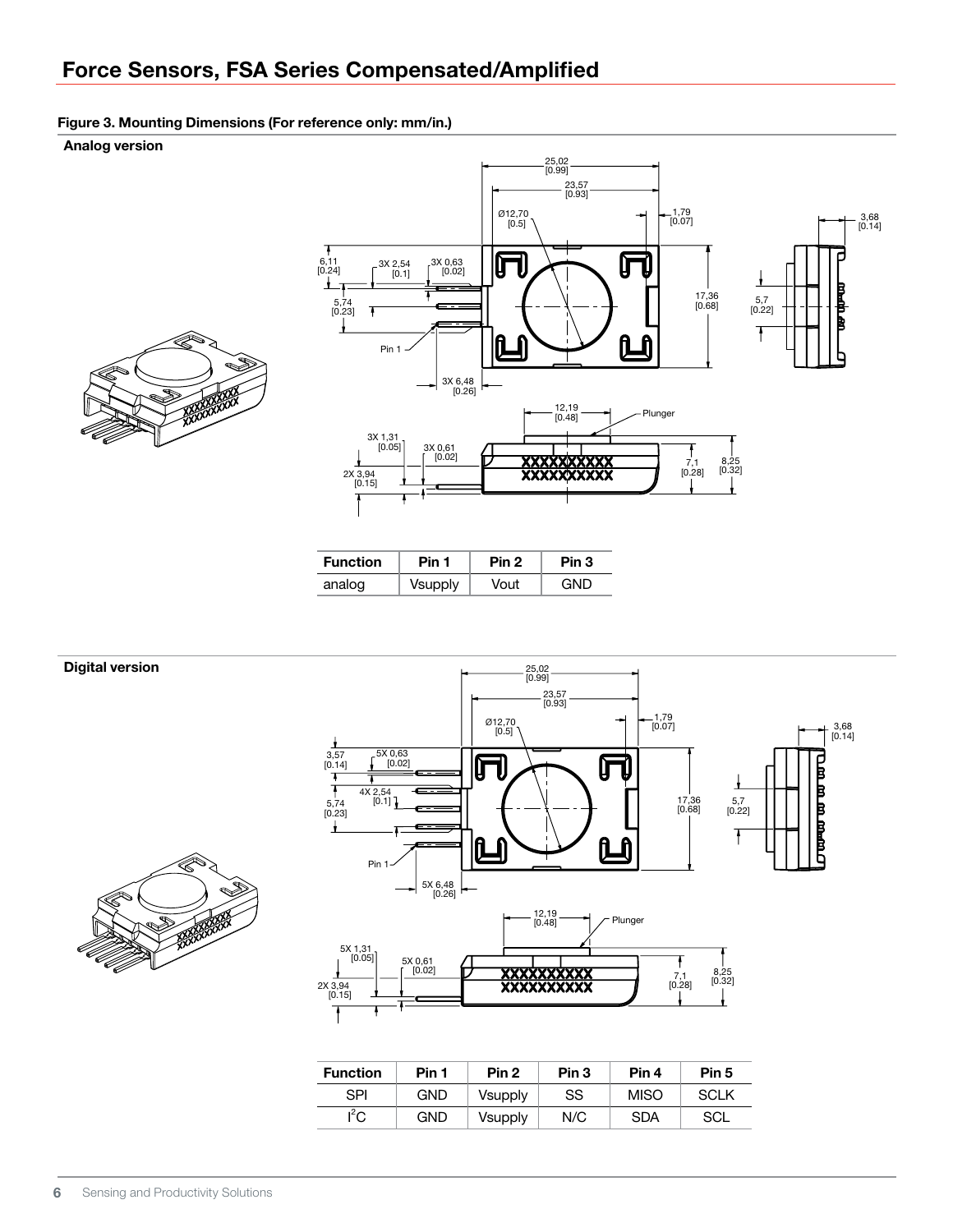## Force Sensors, FSA Series Compensated/Amplified

### Figure 3. Mounting Dimensions (For reference only: mm/in.)

**Analog version**

| Function | Pin 1 | Pin 2 | Pin 3 |
|---|---|---|---|
| analog | Vsupply | Vout | GND |

**Digital version**

| Function | Pin 1 | Pin 2 | Pin 3 | Pin 4 | Pin 5 |
|---|---|---|---|---|---|
| SPI | GND | Vsupply | SS | MISO | SCLK |
| $I^2C$ | GND | Vsupply | N/C | SDA | SCL |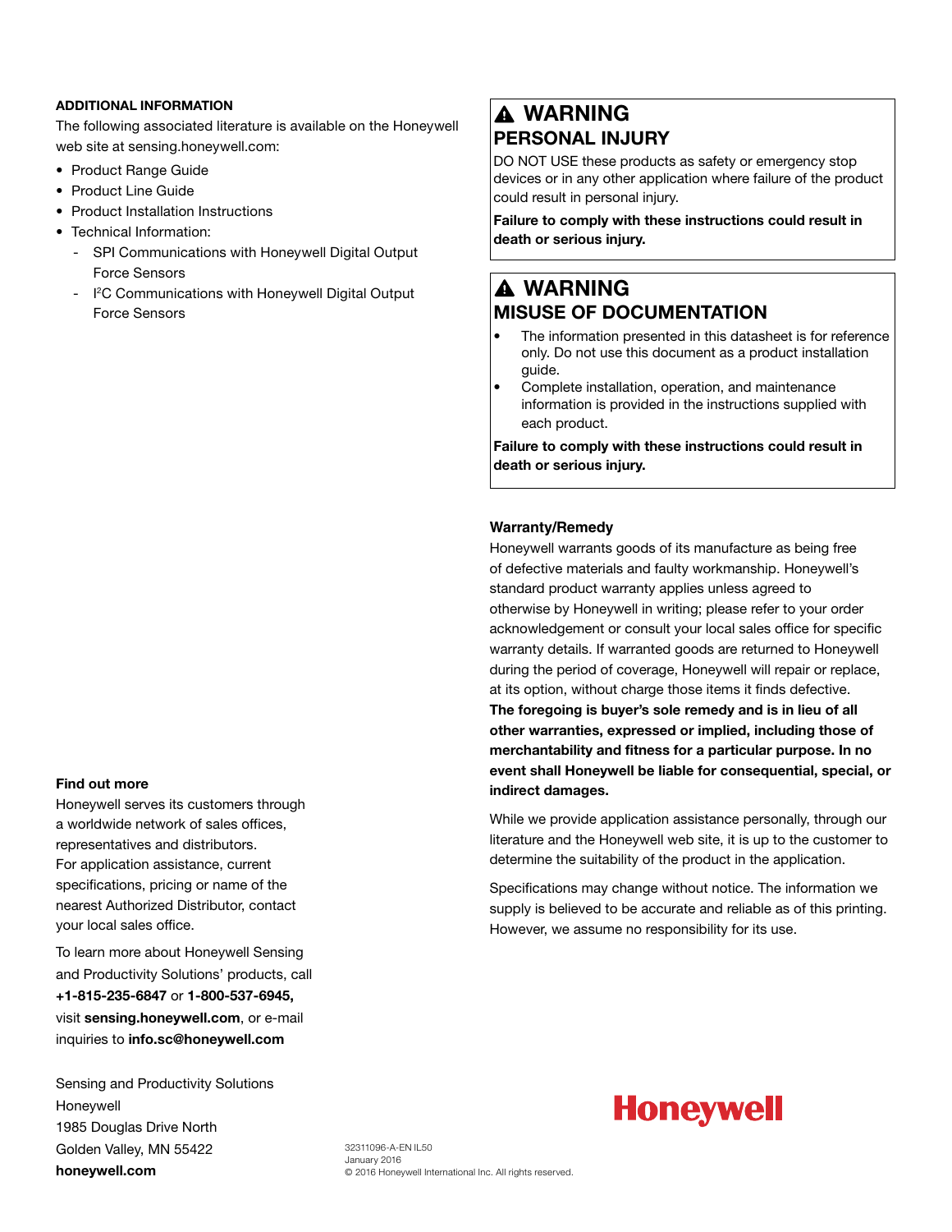**ADDITIONAL INFORMATION**

The following associated literature is available on the Honeywell web site at sensing.honeywell.com:

- Product Range Guide
- Product Line Guide
- Product Installation Instructions
- Technical Information:
  - SPI Communications with Honeywell Digital Output Force Sensors
  - I²C Communications with Honeywell Digital Output Force Sensors

**Find out more**

Honeywell serves its customers through a worldwide network of sales offices, representatives and distributors. For application assistance, current specifications, pricing or name of the nearest Authorized Distributor, contact your local sales office.

To learn more about Honeywell Sensing and Productivity Solutions' products, call **+1-815-235-6847** or **1-800-537-6945,** visit **sensing.honeywell.com**, or e-mail inquiries to **info.sc@honeywell.com**

Sensing and Productivity Solutions
Honeywell
1985 Douglas Drive North
Golden Valley, MN 55422
**honeywell.com**

## ⚠ WARNING
## PERSONAL INJURY

DO NOT USE these products as safety or emergency stop devices or in any other application where failure of the product could result in personal injury.

**Failure to comply with these instructions could result in death or serious injury.**

## ⚠ WARNING
## MISUSE OF DOCUMENTATION

- The information presented in this datasheet is for reference only. Do not use this document as a product installation guide.
- Complete installation, operation, and maintenance information is provided in the instructions supplied with each product.

**Failure to comply with these instructions could result in death or serious injury.**

**Warranty/Remedy**

Honeywell warrants goods of its manufacture as being free of defective materials and faulty workmanship. Honeywell's standard product warranty applies unless agreed to otherwise by Honeywell in writing; please refer to your order acknowledgement or consult your local sales office for specific warranty details. If warranted goods are returned to Honeywell during the period of coverage, Honeywell will repair or replace, at its option, without charge those items it finds defective. **The foregoing is buyer's sole remedy and is in lieu of all other warranties, expressed or implied, including those of merchantability and fitness for a particular purpose. In no event shall Honeywell be liable for consequential, special, or indirect damages.**

While we provide application assistance personally, through our literature and the Honeywell web site, it is up to the customer to determine the suitability of the product in the application.

Specifications may change without notice. The information we supply is believed to be accurate and reliable as of this printing. However, we assume no responsibility for its use.

32311096-A-EN IL50
January 2016
© 2016 Honeywell International Inc. All rights reserved.

**Honeywell**